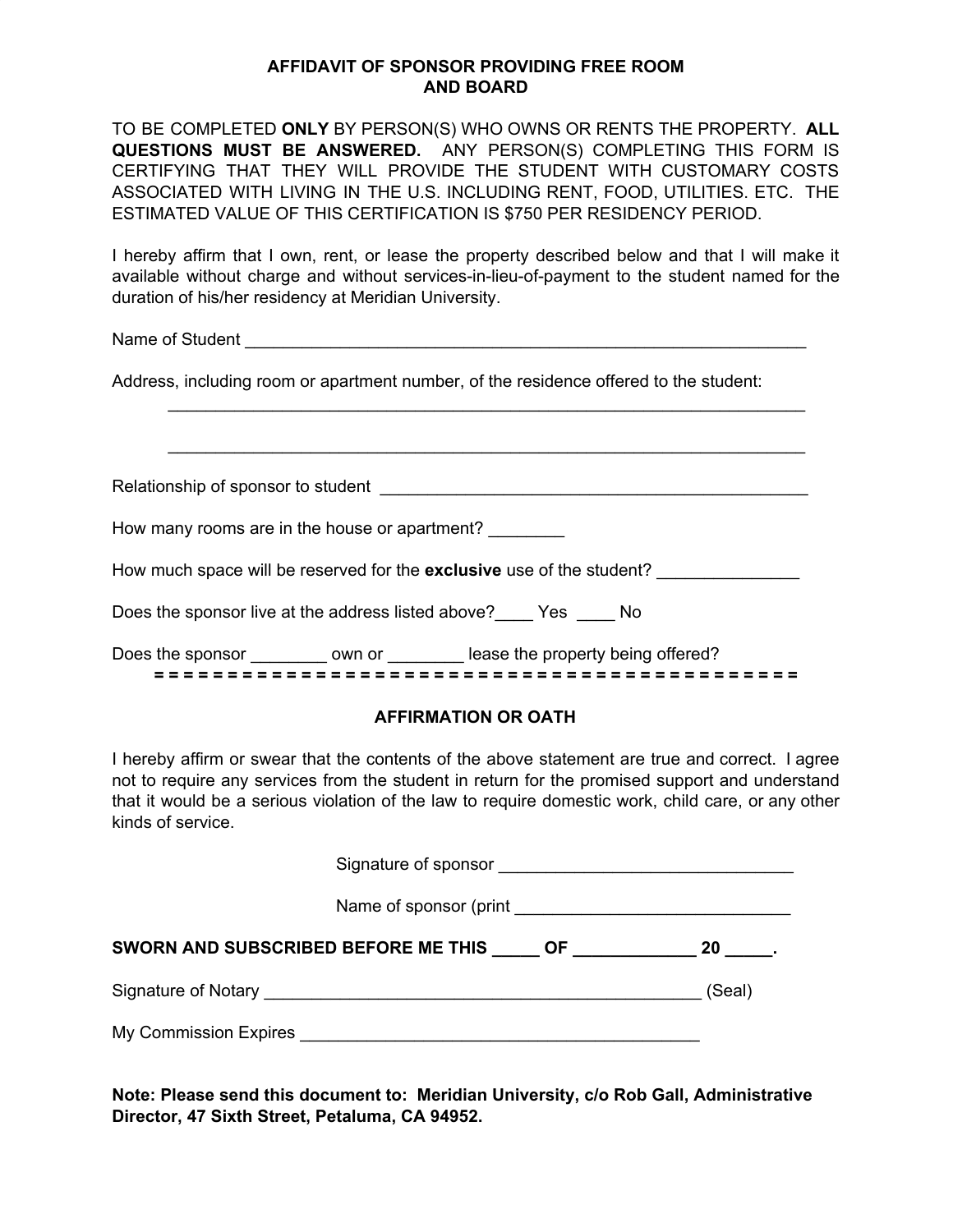# AFFIDAVIT OF SPONSOR PROVIDING FREE ROOM AND BOARD

TO BE COMPLETED **ONLY** BY PERSON(S) WHO OWNS OR RENTS THE PROPERTY. **ALL QUESTIONS MUST BE ANSWERED.** ANY PERSON(S) COMPLETING THIS FORM IS CERTIFYING THAT THEY WILL PROVIDE THE STUDENT WITH CUSTOMARY COSTS ASSOCIATED WITH LIVING IN THE U.S. INCLUDING RENT, FOOD, UTILITIES. ETC. THE ESTIMATED VALUE OF THIS CERTIFICATION IS $750 PER RESIDENCY PERIOD.

I hereby affirm that I own, rent, or lease the property described below and that I will make it available without charge and without services-in-lieu-of-payment to the student named for the duration of his/her residency at Meridian University.

Name of Student ______________________________________________________________

Address, including room or apartment number, of the residence offered to the student:

______________________________________________________________

______________________________________________________________

Relationship of sponsor to student ____________________________________________

How many rooms are in the house or apartment? ________

How much space will be reserved for the **exclusive** use of the student? _______________

Does the sponsor live at the address listed above?____ Yes ____ No

Does the sponsor ________ own or ________ lease the property being offered?

= = = = = = = = = = = = = = = = = = = = = = = = = = = = = = = = = = = = = = = = = = = = = =

## AFFIRMATION OR OATH

I hereby affirm or swear that the contents of the above statement are true and correct. I agree not to require any services from the student in return for the promised support and understand that it would be a serious violation of the law to require domestic work, child care, or any other kinds of service.

Signature of sponsor ________________________________

Name of sponsor (print ______________________________

**SWORN AND SUBSCRIBED BEFORE ME THIS _____ OF _____________ 20 _____.**

Signature of Notary ________________________________________________ (Seal)

My Commission Expires ____________________________________________

**Note: Please send this document to: Meridian University, c/o Rob Gall, Administrative Director, 47 Sixth Street, Petaluma, CA 94952.**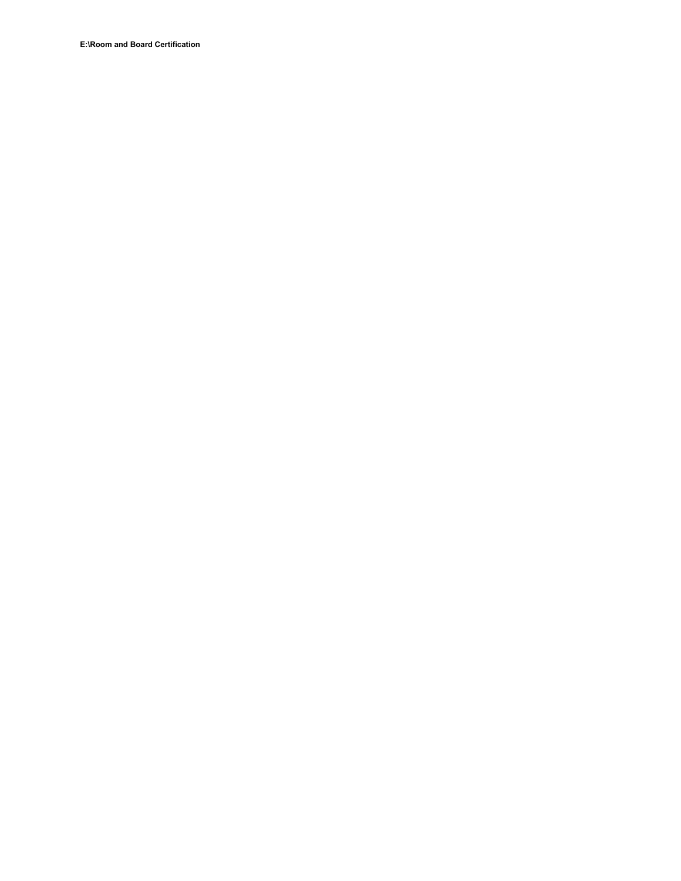**E:\Room and Board Certification**